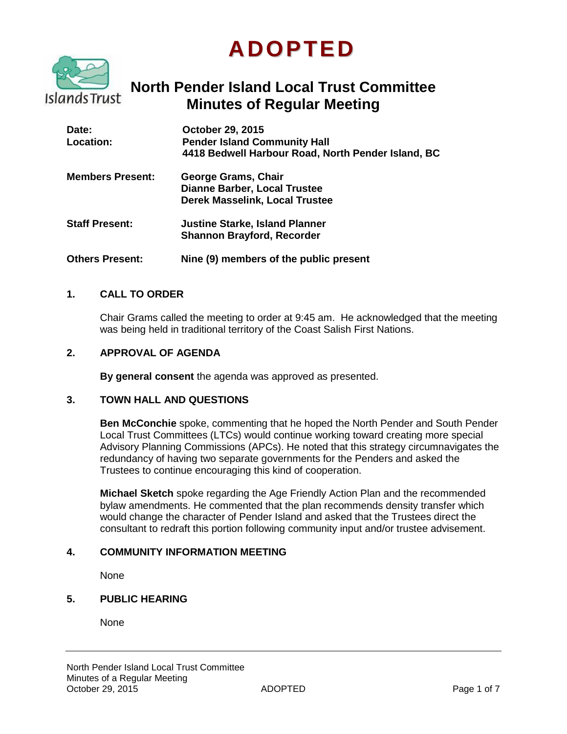# ADOPTED

## North Pender Island Local Trust Committee
## Minutes of Regular Meeting

**Date:** October 29, 2015
**Location:** Pender Island Community Hall
4418 Bedwell Harbour Road, North Pender Island, BC

**Members Present:** George Grams, Chair
Dianne Barber, Local Trustee
Derek Masselink, Local Trustee

**Staff Present:** Justine Starke, Island Planner
Shannon Brayford, Recorder

**Others Present:** Nine (9) members of the public present

### 1. CALL TO ORDER

Chair Grams called the meeting to order at 9:45 am. He acknowledged that the meeting was being held in traditional territory of the Coast Salish First Nations.

### 2. APPROVAL OF AGENDA

**By general consent** the agenda was approved as presented.

### 3. TOWN HALL AND QUESTIONS

**Ben McConchie** spoke, commenting that he hoped the North Pender and South Pender Local Trust Committees (LTCs) would continue working toward creating more special Advisory Planning Commissions (APCs). He noted that this strategy circumnavigates the redundancy of having two separate governments for the Penders and asked the Trustees to continue encouraging this kind of cooperation.

**Michael Sketch** spoke regarding the Age Friendly Action Plan and the recommended bylaw amendments. He commented that the plan recommends density transfer which would change the character of Pender Island and asked that the Trustees direct the consultant to redraft this portion following community input and/or trustee advisement.

### 4. COMMUNITY INFORMATION MEETING

None

### 5. PUBLIC HEARING

None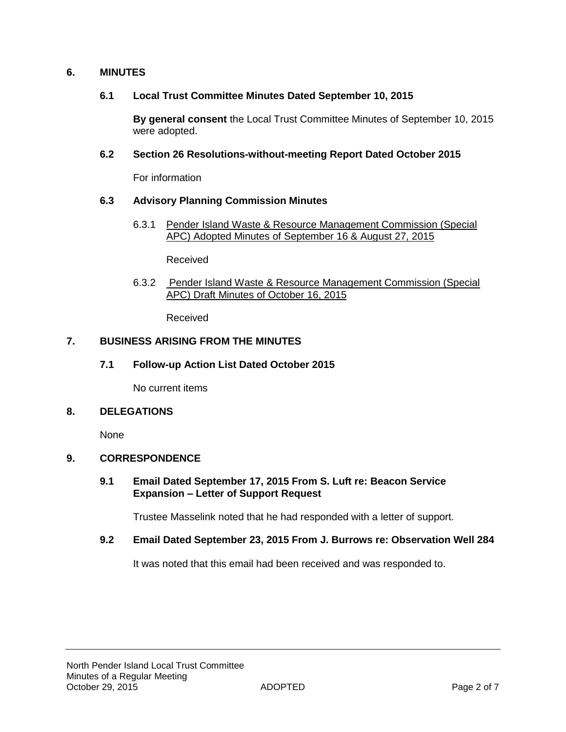## 6. MINUTES

### 6.1 Local Trust Committee Minutes Dated September 10, 2015

**By general consent** the Local Trust Committee Minutes of September 10, 2015 were adopted.

### 6.2 Section 26 Resolutions-without-meeting Report Dated October 2015

For information

### 6.3 Advisory Planning Commission Minutes

6.3.1 Pender Island Waste & Resource Management Commission (Special APC) Adopted Minutes of September 16 & August 27, 2015

Received

6.3.2 Pender Island Waste & Resource Management Commission (Special APC) Draft Minutes of October 16, 2015

Received

## 7. BUSINESS ARISING FROM THE MINUTES

### 7.1 Follow-up Action List Dated October 2015

No current items

## 8. DELEGATIONS

None

## 9. CORRESPONDENCE

### 9.1 Email Dated September 17, 2015 From S. Luft re: Beacon Service Expansion – Letter of Support Request

Trustee Masselink noted that he had responded with a letter of support.

### 9.2 Email Dated September 23, 2015 From J. Burrows re: Observation Well 284

It was noted that this email had been received and was responded to.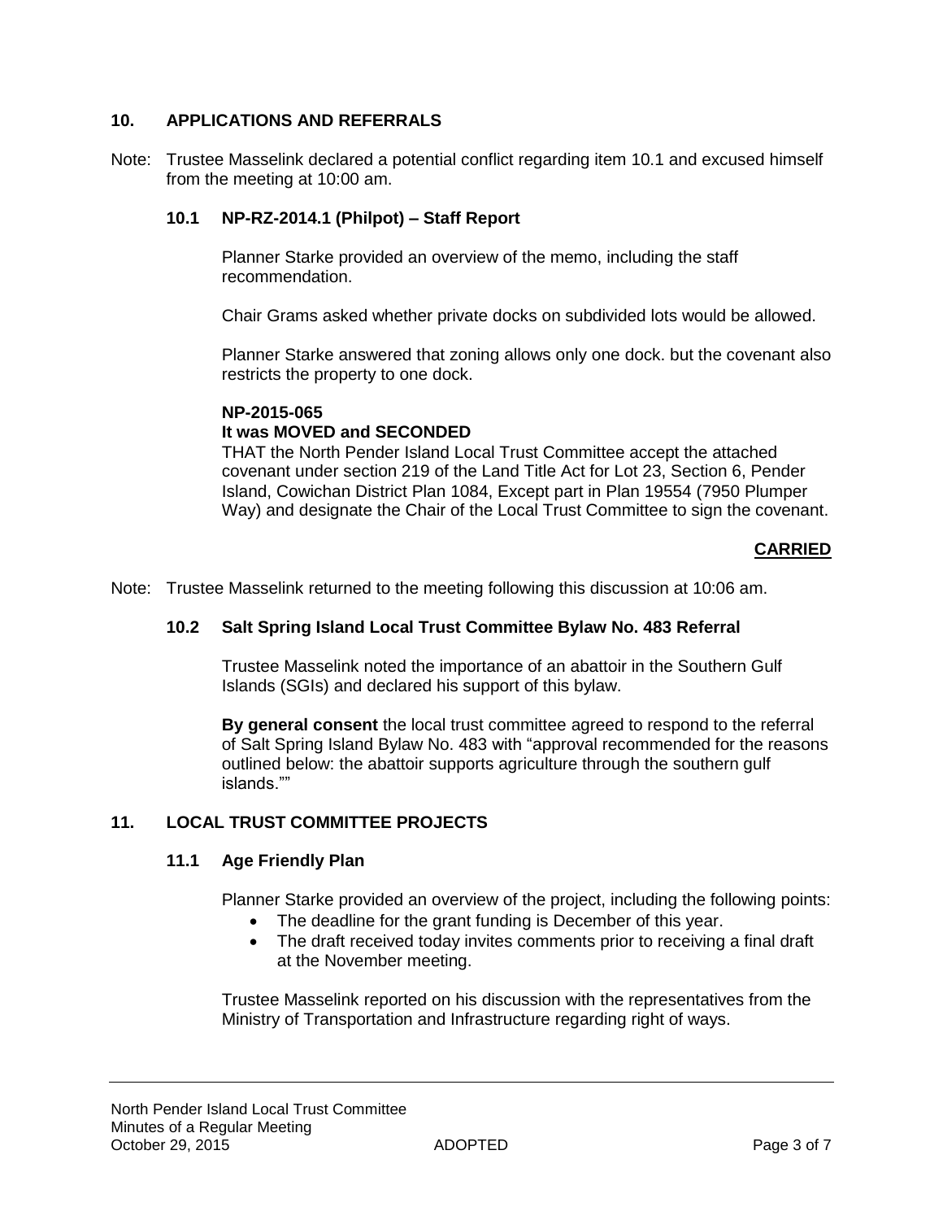## 10. APPLICATIONS AND REFERRALS

Note: Trustee Masselink declared a potential conflict regarding item 10.1 and excused himself from the meeting at 10:00 am.

### 10.1 NP-RZ-2014.1 (Philpot) – Staff Report

Planner Starke provided an overview of the memo, including the staff recommendation.

Chair Grams asked whether private docks on subdivided lots would be allowed.

Planner Starke answered that zoning allows only one dock. but the covenant also restricts the property to one dock.

**NP-2015-065**
**It was MOVED and SECONDED**
THAT the North Pender Island Local Trust Committee accept the attached covenant under section 219 of the Land Title Act for Lot 23, Section 6, Pender Island, Cowichan District Plan 1084, Except part in Plan 19554 (7950 Plumper Way) and designate the Chair of the Local Trust Committee to sign the covenant.

**CARRIED**

Note: Trustee Masselink returned to the meeting following this discussion at 10:06 am.

### 10.2 Salt Spring Island Local Trust Committee Bylaw No. 483 Referral

Trustee Masselink noted the importance of an abattoir in the Southern Gulf Islands (SGIs) and declared his support of this bylaw.

**By general consent** the local trust committee agreed to respond to the referral of Salt Spring Island Bylaw No. 483 with "approval recommended for the reasons outlined below: the abattoir supports agriculture through the southern gulf islands.""

## 11. LOCAL TRUST COMMITTEE PROJECTS

### 11.1 Age Friendly Plan

Planner Starke provided an overview of the project, including the following points:

- The deadline for the grant funding is December of this year.
- The draft received today invites comments prior to receiving a final draft at the November meeting.

Trustee Masselink reported on his discussion with the representatives from the Ministry of Transportation and Infrastructure regarding right of ways.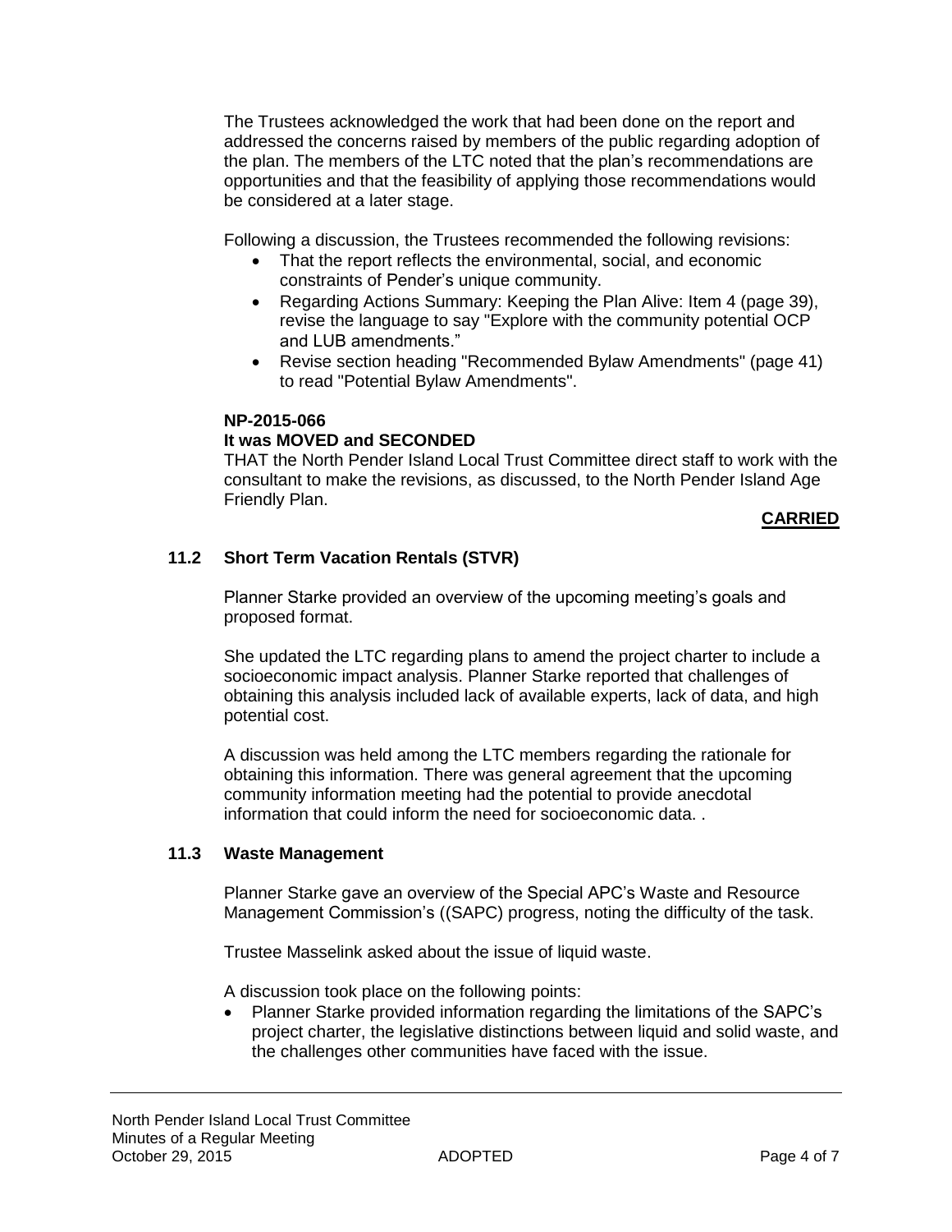The Trustees acknowledged the work that had been done on the report and addressed the concerns raised by members of the public regarding adoption of the plan. The members of the LTC noted that the plan's recommendations are opportunities and that the feasibility of applying those recommendations would be considered at a later stage.

Following a discussion, the Trustees recommended the following revisions:

- That the report reflects the environmental, social, and economic constraints of Pender's unique community.
- Regarding Actions Summary: Keeping the Plan Alive: Item 4 (page 39), revise the language to say "Explore with the community potential OCP and LUB amendments."
- Revise section heading "Recommended Bylaw Amendments" (page 41) to read "Potential Bylaw Amendments".

**NP-2015-066**
**It was MOVED and SECONDED**
THAT the North Pender Island Local Trust Committee direct staff to work with the consultant to make the revisions, as discussed, to the North Pender Island Age Friendly Plan.

**CARRIED**

### 11.2 Short Term Vacation Rentals (STVR)

Planner Starke provided an overview of the upcoming meeting's goals and proposed format.

She updated the LTC regarding plans to amend the project charter to include a socioeconomic impact analysis. Planner Starke reported that challenges of obtaining this analysis included lack of available experts, lack of data, and high potential cost.

A discussion was held among the LTC members regarding the rationale for obtaining this information. There was general agreement that the upcoming community information meeting had the potential to provide anecdotal information that could inform the need for socioeconomic data. .

### 11.3 Waste Management

Planner Starke gave an overview of the Special APC's Waste and Resource Management Commission's ((SAPC) progress, noting the difficulty of the task.

Trustee Masselink asked about the issue of liquid waste.

A discussion took place on the following points:

- Planner Starke provided information regarding the limitations of the SAPC's project charter, the legislative distinctions between liquid and solid waste, and the challenges other communities have faced with the issue.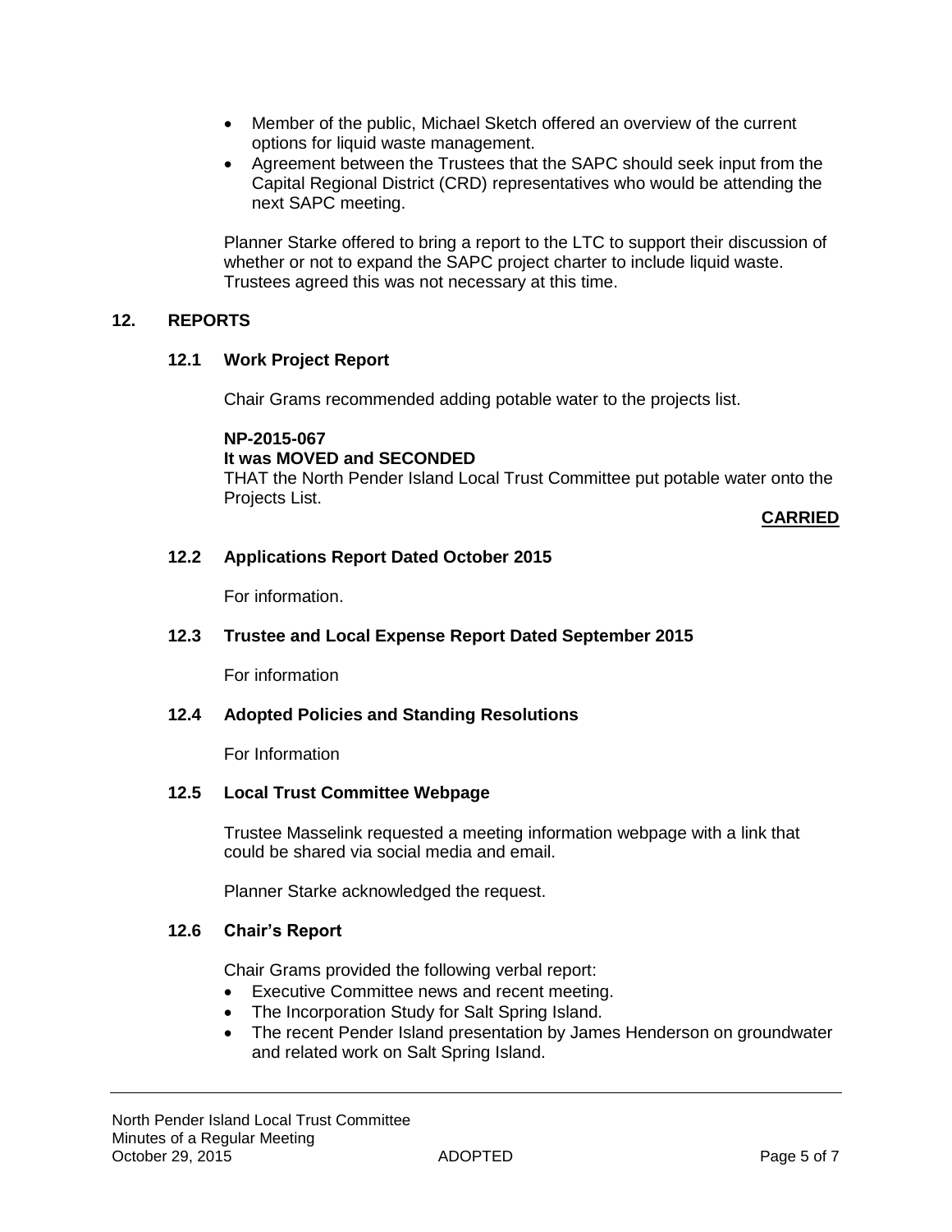- Member of the public, Michael Sketch offered an overview of the current options for liquid waste management.
- Agreement between the Trustees that the SAPC should seek input from the Capital Regional District (CRD) representatives who would be attending the next SAPC meeting.

Planner Starke offered to bring a report to the LTC to support their discussion of whether or not to expand the SAPC project charter to include liquid waste. Trustees agreed this was not necessary at this time.

## 12. REPORTS

### 12.1 Work Project Report

Chair Grams recommended adding potable water to the projects list.

**NP-2015-067**
**It was MOVED and SECONDED**
THAT the North Pender Island Local Trust Committee put potable water onto the Projects List.

**CARRIED**

### 12.2 Applications Report Dated October 2015

For information.

### 12.3 Trustee and Local Expense Report Dated September 2015

For information

### 12.4 Adopted Policies and Standing Resolutions

For Information

### 12.5 Local Trust Committee Webpage

Trustee Masselink requested a meeting information webpage with a link that could be shared via social media and email.

Planner Starke acknowledged the request.

### 12.6 Chair's Report

Chair Grams provided the following verbal report:

- Executive Committee news and recent meeting.
- The Incorporation Study for Salt Spring Island.
- The recent Pender Island presentation by James Henderson on groundwater and related work on Salt Spring Island.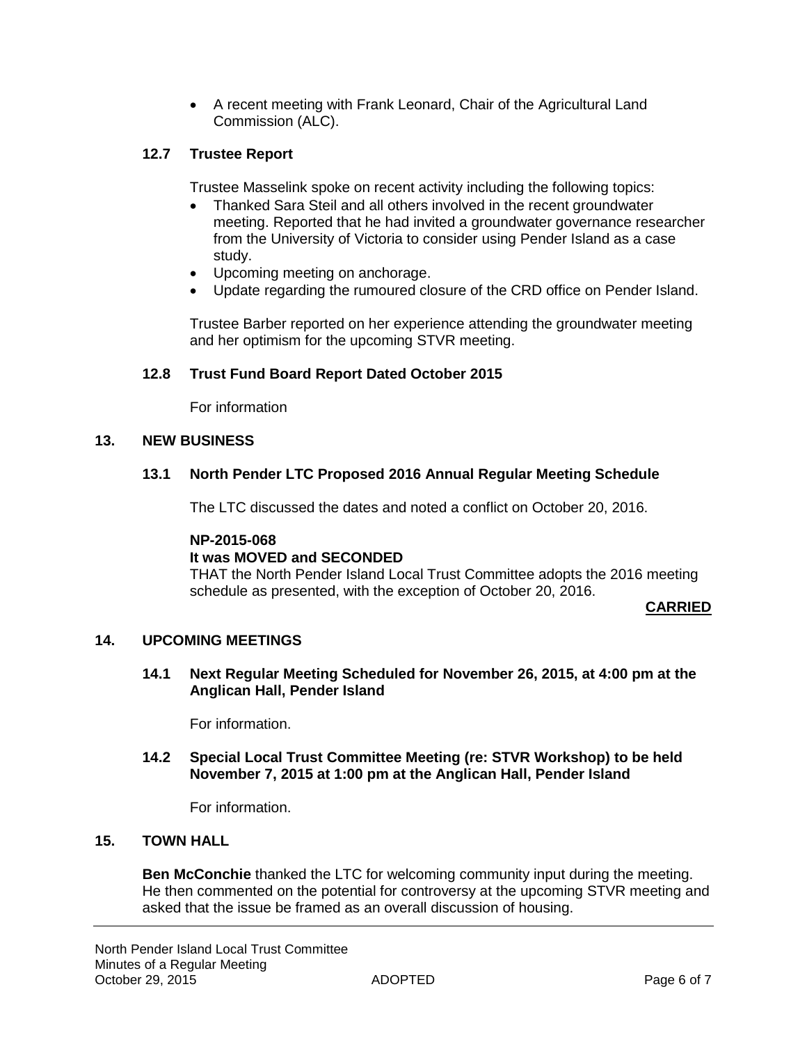- A recent meeting with Frank Leonard, Chair of the Agricultural Land Commission (ALC).

### 12.7 Trustee Report

Trustee Masselink spoke on recent activity including the following topics:

- Thanked Sara Steil and all others involved in the recent groundwater meeting. Reported that he had invited a groundwater governance researcher from the University of Victoria to consider using Pender Island as a case study.
- Upcoming meeting on anchorage.
- Update regarding the rumoured closure of the CRD office on Pender Island.

Trustee Barber reported on her experience attending the groundwater meeting and her optimism for the upcoming STVR meeting.

### 12.8 Trust Fund Board Report Dated October 2015

For information

## 13. NEW BUSINESS

### 13.1 North Pender LTC Proposed 2016 Annual Regular Meeting Schedule

The LTC discussed the dates and noted a conflict on October 20, 2016.

**NP-2015-068**
**It was MOVED and SECONDED**
THAT the North Pender Island Local Trust Committee adopts the 2016 meeting schedule as presented, with the exception of October 20, 2016.

**CARRIED**

## 14. UPCOMING MEETINGS

### 14.1 Next Regular Meeting Scheduled for November 26, 2015, at 4:00 pm at the Anglican Hall, Pender Island

For information.

### 14.2 Special Local Trust Committee Meeting (re: STVR Workshop) to be held November 7, 2015 at 1:00 pm at the Anglican Hall, Pender Island

For information.

## 15. TOWN HALL

**Ben McConchie** thanked the LTC for welcoming community input during the meeting. He then commented on the potential for controversy at the upcoming STVR meeting and asked that the issue be framed as an overall discussion of housing.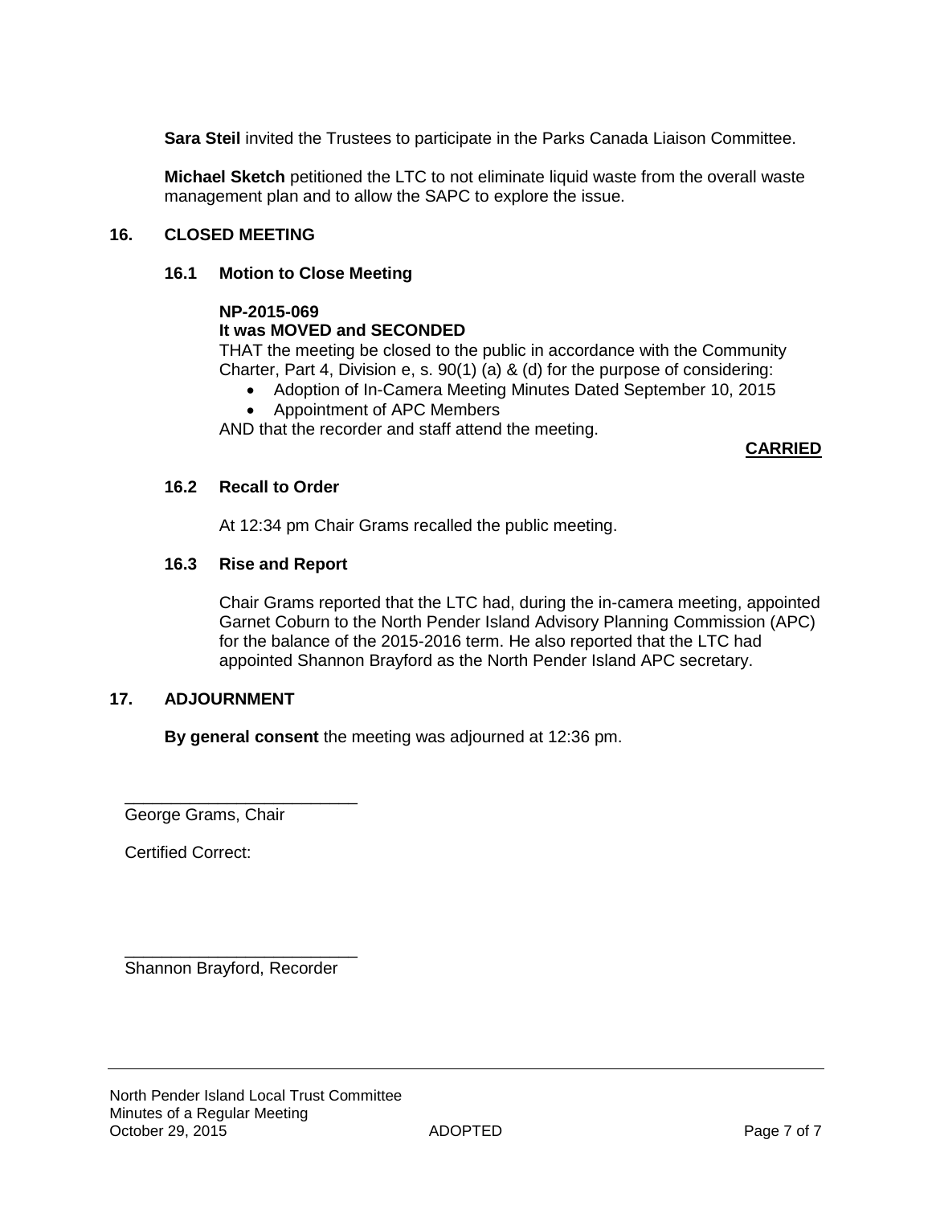**Sara Steil** invited the Trustees to participate in the Parks Canada Liaison Committee.

**Michael Sketch** petitioned the LTC to not eliminate liquid waste from the overall waste management plan and to allow the SAPC to explore the issue.

## 16. CLOSED MEETING

### 16.1 Motion to Close Meeting

**NP-2015-069**
**It was MOVED and SECONDED**
THAT the meeting be closed to the public in accordance with the Community Charter, Part 4, Division e, s. 90(1) (a) & (d) for the purpose of considering:

- Adoption of In-Camera Meeting Minutes Dated September 10, 2015
- Appointment of APC Members

AND that the recorder and staff attend the meeting.

**CARRIED**

### 16.2 Recall to Order

At 12:34 pm Chair Grams recalled the public meeting.

### 16.3 Rise and Report

Chair Grams reported that the LTC had, during the in-camera meeting, appointed Garnet Coburn to the North Pender Island Advisory Planning Commission (APC) for the balance of the 2015-2016 term. He also reported that the LTC had appointed Shannon Brayford as the North Pender Island APC secretary.

## 17. ADJOURNMENT

**By general consent** the meeting was adjourned at 12:36 pm.

_________________________
George Grams, Chair

Certified Correct:

_________________________
Shannon Brayford, Recorder